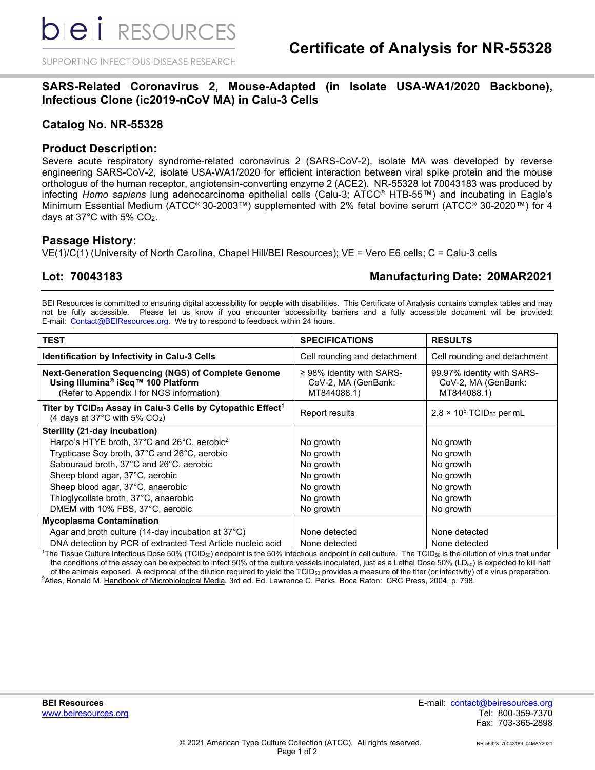bei RESOURCES

SUPPORTING INFECTIOUS DISEASE RESEARCH

# Certificate of Analysis for NR-55328

## SARS-Related Coronavirus 2, Mouse-Adapted (in Isolate USA-WA1/2020 Backbone), Infectious Clone (ic2019-nCoV MA) in Calu-3 Cells

## Catalog No. NR-55328

## Product Description:

Severe acute respiratory syndrome-related coronavirus 2 (SARS-CoV-2), isolate MA was developed by reverse engineering SARS-CoV-2, isolate USA-WA1/2020 for efficient interaction between viral spike protein and the mouse orthologue of the human receptor, angiotensin-converting enzyme 2 (ACE2). NR-55328 lot 70043183 was produced by infecting *Homo sapiens* lung adenocarcinoma epithelial cells (Calu-3; ATCC® HTB-55™) and incubating in Eagle's Minimum Essential Medium (ATCC® 30-2003™) supplemented with 2% fetal bovine serum (ATCC® 30-2020™) for 4 days at 37°C with 5% $CO_2$.

## Passage History:

VE(1)/C(1) (University of North Carolina, Chapel Hill/BEI Resources); VE = Vero E6 cells; C = Calu-3 cells

## Lot: 70043183 — Manufacturing Date: 20MAR2021

BEI Resources is committed to ensuring digital accessibility for people with disabilities. This Certificate of Analysis contains complex tables and may not be fully accessible. Please let us know if you encounter accessibility barriers and a fully accessible document will be provided: E-mail: Contact@BEIResources.org. We try to respond to feedback within 24 hours.

| TEST | SPECIFICATIONS | RESULTS |
|---|---|---|
| **Identification by Infectivity in Calu-3 Cells** | Cell rounding and detachment | Cell rounding and detachment |
| **Next-Generation Sequencing (NGS) of Complete Genome Using Illumina® iSeq™ 100 Platform** (Refer to Appendix I for NGS information) | ≥ 98% identity with SARS-CoV-2, MA (GenBank: MT844088.1) | 99.97% identity with SARS-CoV-2, MA (GenBank: MT844088.1) |
| **Titer by $TCID_{50}$ Assay in Calu-3 Cells by Cytopathic Effect**[1] (4 days at 37°C with 5% $CO_2$) | Report results | $2.8 \times 10^5$ $TCID_{50}$ per mL |
| **Sterility (21-day incubation)** | | |
| Harpo's HTYE broth, 37°C and 26°C, aerobic[2] | No growth | No growth |
| Trypticase Soy broth, 37°C and 26°C, aerobic | No growth | No growth |
| Sabouraud broth, 37°C and 26°C, aerobic | No growth | No growth |
| Sheep blood agar, 37°C, aerobic | No growth | No growth |
| Sheep blood agar, 37°C, anaerobic | No growth | No growth |
| Thioglycollate broth, 37°C, anaerobic | No growth | No growth |
| DMEM with 10% FBS, 37°C, aerobic | No growth | No growth |
| **Mycoplasma Contamination** | | |
| Agar and broth culture (14-day incubation at 37°C) | None detected | None detected |
| DNA detection by PCR of extracted Test Article nucleic acid | None detected | None detected |

[1]The Tissue Culture Infectious Dose 50% ($TCID_{50}$) endpoint is the 50% infectious endpoint in cell culture. The $TCID_{50}$ is the dilution of virus that under the conditions of the assay can be expected to infect 50% of the culture vessels inoculated, just as a Lethal Dose 50% ($LD_{50}$) is expected to kill half of the animals exposed. A reciprocal of the dilution required to yield the $TCID_{50}$ provides a measure of the titer (or infectivity) of a virus preparation.
[2]Atlas, Ronald M. Handbook of Microbiological Media. 3rd ed. Ed. Lawrence C. Parks. Boca Raton: CRC Press, 2004, p. 798.

**BEI Resources**
www.beiresources.org

E-mail: contact@beiresources.org
Tel: 800-359-7370
Fax: 703-365-2898

© 2021 American Type Culture Collection (ATCC). All rights reserved.

NR-55328_70043183_04MAY2021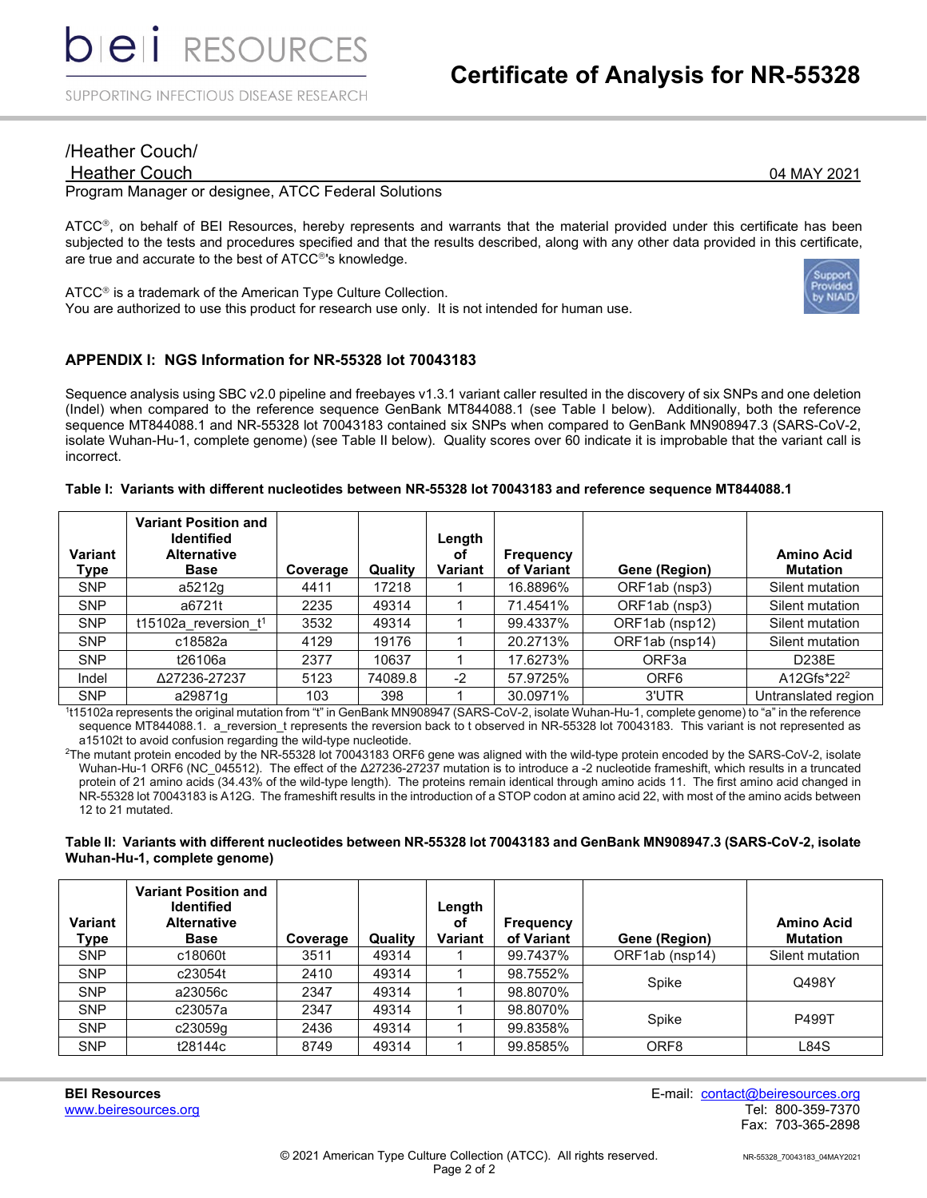# Certificate of Analysis for NR-55328

/Heather Couch/
Heather Couch 04 MAY 2021

Program Manager or designee, ATCC Federal Solutions

ATCC®, on behalf of BEI Resources, hereby represents and warrants that the material provided under this certificate has been subjected to the tests and procedures specified and that the results described, along with any other data provided in this certificate, are true and accurate to the best of ATCC®'s knowledge.

ATCC® is a trademark of the American Type Culture Collection.
You are authorized to use this product for research use only. It is not intended for human use.

## APPENDIX I: NGS Information for NR-55328 lot 70043183

Sequence analysis using SBC v2.0 pipeline and freebayes v1.3.1 variant caller resulted in the discovery of six SNPs and one deletion (Indel) when compared to the reference sequence GenBank MT844088.1 (see Table I below). Additionally, both the reference sequence MT844088.1 and NR-55328 lot 70043183 contained six SNPs when compared to GenBank MN908947.3 (SARS-CoV-2, isolate Wuhan-Hu-1, complete genome) (see Table II below). Quality scores over 60 indicate it is improbable that the variant call is incorrect.

**Table I: Variants with different nucleotides between NR-55328 lot 70043183 and reference sequence MT844088.1**

| Variant Type | Variant Position and Identified Alternative Base | Coverage | Quality | Length of Variant | Frequency of Variant | Gene (Region) | Amino Acid Mutation |
|---|---|---|---|---|---|---|---|
| SNP | a5212g | 4411 | 17218 | 1 | 16.8896% | ORF1ab (nsp3) | Silent mutation |
| SNP | a6721t | 2235 | 49314 | 1 | 71.4541% | ORF1ab (nsp3) | Silent mutation |
| SNP | t15102a_reversion_t[1] | 3532 | 49314 | 1 | 99.4337% | ORF1ab (nsp12) | Silent mutation |
| SNP | c18582a | 4129 | 19176 | 1 | 20.2713% | ORF1ab (nsp14) | Silent mutation |
| SNP | t26106a | 2377 | 10637 | 1 | 17.6273% | ORF3a | D238E |
| Indel | Δ27236-27237 | 5123 | 74089.8 | -2 | 57.9725% | ORF6 | A12Gfs*22[2] |
| SNP | a29871g | 103 | 398 | 1 | 30.0971% | 3'UTR | Untranslated region |

[1]t15102a represents the original mutation from "t" in GenBank MN908947 (SARS-CoV-2, isolate Wuhan-Hu-1, complete genome) to "a" in the reference sequence MT844088.1. a_reversion_t represents the reversion back to t observed in NR-55328 lot 70043183. This variant is not represented as a15102t to avoid confusion regarding the wild-type nucleotide.

[2]The mutant protein encoded by the NR-55328 lot 70043183 ORF6 gene was aligned with the wild-type protein encoded by the SARS-CoV-2, isolate Wuhan-Hu-1 ORF6 (NC_045512). The effect of the Δ27236-27237 mutation is to introduce a -2 nucleotide frameshift, which results in a truncated protein of 21 amino acids (34.43% of the wild-type length). The proteins remain identical through amino acids 11. The first amino acid changed in NR-55328 lot 70043183 is A12G. The frameshift results in the introduction of a STOP codon at amino acid 22, with most of the amino acids between 12 to 21 mutated.

**Table II: Variants with different nucleotides between NR-55328 lot 70043183 and GenBank MN908947.3 (SARS-CoV-2, isolate Wuhan-Hu-1, complete genome)**

| Variant Type | Variant Position and Identified Alternative Base | Coverage | Quality | Length of Variant | Frequency of Variant | Gene (Region) | Amino Acid Mutation |
|---|---|---|---|---|---|---|---|
| SNP | c18060t | 3511 | 49314 | 1 | 99.7437% | ORF1ab (nsp14) | Silent mutation |
| SNP | c23054t | 2410 | 49314 | 1 | 98.7552% | Spike | Q498Y |
| SNP | a23056c | 2347 | 49314 | 1 | 98.8070% | | |
| SNP | c23057a | 2347 | 49314 | 1 | 98.8070% | Spike | P499T |
| SNP | c23059g | 2436 | 49314 | 1 | 99.8358% | | |
| SNP | t28144c | 8749 | 49314 | 1 | 99.8585% | ORF8 | L84S |

**BEI Resources**
www.beiresources.org

E-mail: contact@beiresources.org
Tel: 800-359-7370
Fax: 703-365-2898

© 2021 American Type Culture Collection (ATCC). All rights reserved.

NR-55328_70043183_04MAY2021